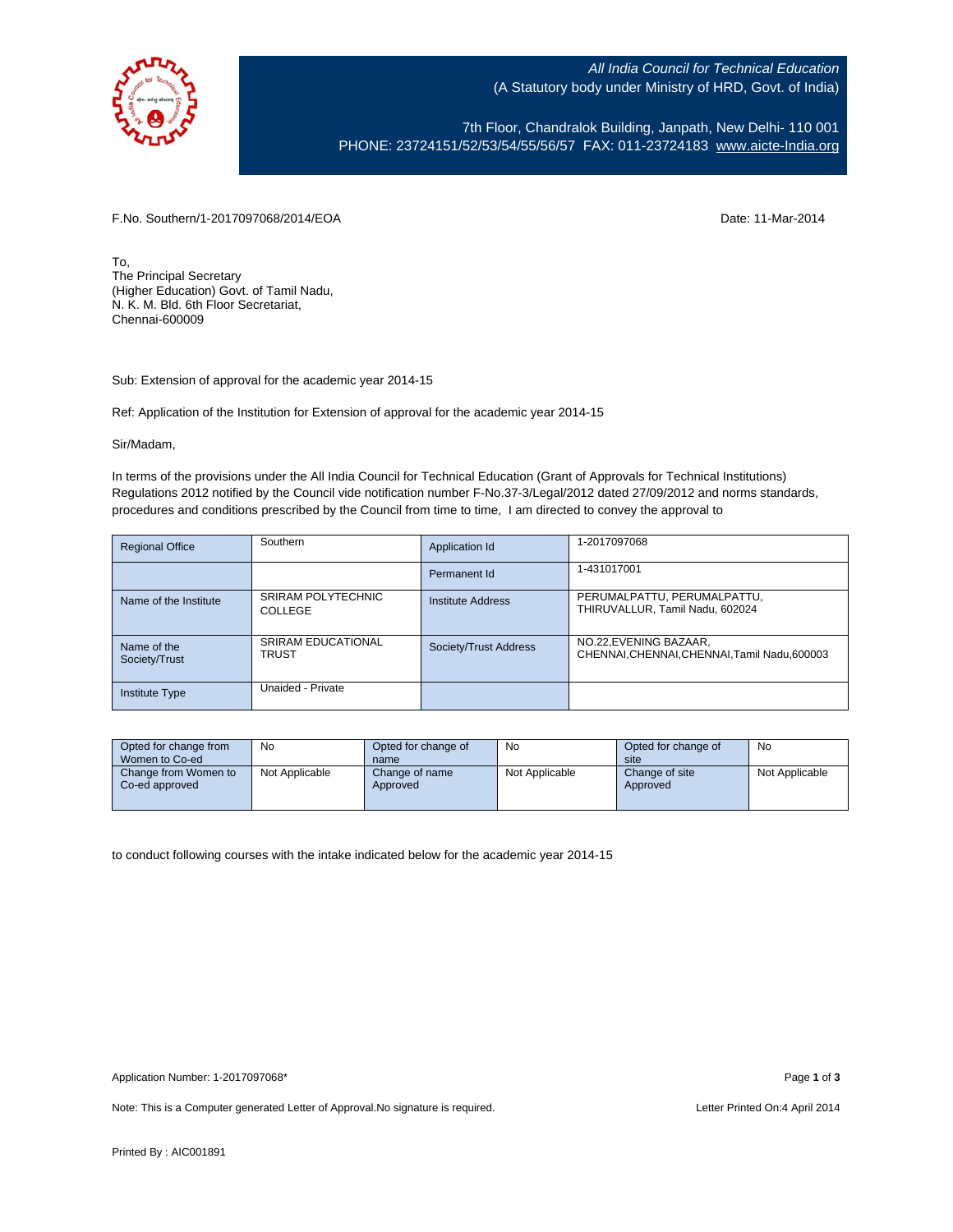*All India Council for Technical Education*
(A Statutory body under Ministry of HRD, Govt. of India)

7th Floor, Chandralok Building, Janpath, New Delhi- 110 001
PHONE: 23724151/52/53/54/55/56/57 FAX: 011-23724183 www.aicte-India.org

F.No. Southern/1-2017097068/2014/EOA

Date: 11-Mar-2014

To,
The Principal Secretary
(Higher Education) Govt. of Tamil Nadu,
N. K. M. Bld. 6th Floor Secretariat,
Chennai-600009

Sub: Extension of approval for the academic year 2014-15

Ref: Application of the Institution for Extension of approval for the academic year 2014-15

Sir/Madam,

In terms of the provisions under the All India Council for Technical Education (Grant of Approvals for Technical Institutions) Regulations 2012 notified by the Council vide notification number F-No.37-3/Legal/2012 dated 27/09/2012 and norms standards, procedures and conditions prescribed by the Council from time to time, I am directed to convey the approval to

| Regional Office | Southern | Application Id | 1-2017097068 |
|---|---|---|---|
| | | Permanent Id | 1-431017001 |
| Name of the Institute | SRIRAM POLYTECHNIC COLLEGE | Institute Address | PERUMALPATTU, PERUMALPATTU, THIRUVALLUR, Tamil Nadu, 602024 |
| Name of the Society/Trust | SRIRAM EDUCATIONAL TRUST | Society/Trust Address | NO.22,EVENING BAZAAR, CHENNAI,CHENNAI,CHENNAI,Tamil Nadu,600003 |
| Institute Type | Unaided - Private | | |

| Opted for change from Women to Co-ed | No | Opted for change of name | No | Opted for change of site | No |
|---|---|---|---|---|---|
| Change from Women to Co-ed approved | Not Applicable | Change of name Approved | Not Applicable | Change of site Approved | Not Applicable |

to conduct following courses with the intake indicated below for the academic year 2014-15

Application Number: 1-2017097068*

Note: This is a Computer generated Letter of Approval.No signature is required.

Letter Printed On:4 April 2014

Printed By : AIC001891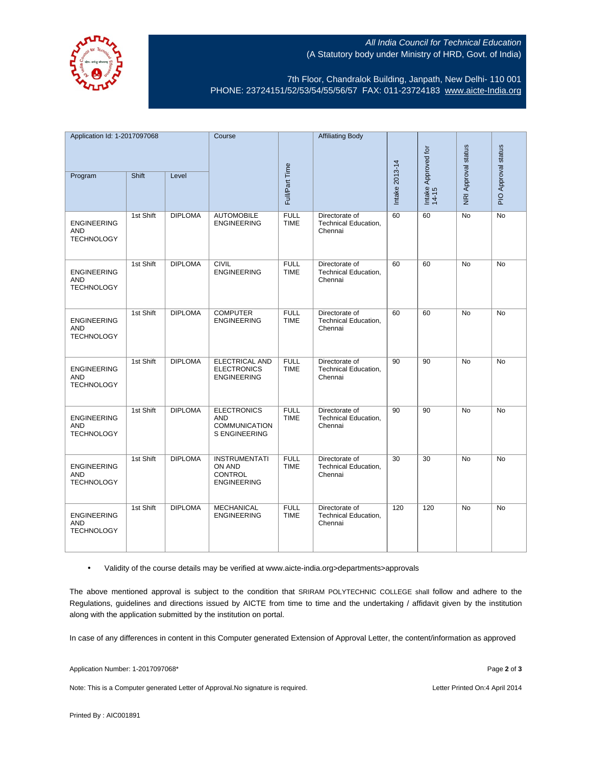All India Council for Technical Education
(A Statutory body under Ministry of HRD, Govt. of India)

7th Floor, Chandralok Building, Janpath, New Delhi- 110 001
PHONE: 23724151/52/53/54/55/56/57 FAX: 011-23724183 www.aicte-India.org

| Application Id: 1-2017097068 | | | Course | Full/Part Time | Affiliating Body | Intake 2013-14 | Intake Approved for 14-15 | NRI Approval status | PIO Approval status |
|---|---|---|---|---|---|---|---|---|---|
| Program | Shift | Level | | | | | | | |
| ENGINEERING AND TECHNOLOGY | 1st Shift | DIPLOMA | AUTOMOBILE ENGINEERING | FULL TIME | Directorate of Technical Education, Chennai | 60 | 60 | No | No |
| ENGINEERING AND TECHNOLOGY | 1st Shift | DIPLOMA | CIVIL ENGINEERING | FULL TIME | Directorate of Technical Education, Chennai | 60 | 60 | No | No |
| ENGINEERING AND TECHNOLOGY | 1st Shift | DIPLOMA | COMPUTER ENGINEERING | FULL TIME | Directorate of Technical Education, Chennai | 60 | 60 | No | No |
| ENGINEERING AND TECHNOLOGY | 1st Shift | DIPLOMA | ELECTRICAL AND ELECTRONICS ENGINEERING | FULL TIME | Directorate of Technical Education, Chennai | 90 | 90 | No | No |
| ENGINEERING AND TECHNOLOGY | 1st Shift | DIPLOMA | ELECTRONICS AND COMMUNICATIONS ENGINEERING | FULL TIME | Directorate of Technical Education, Chennai | 90 | 90 | No | No |
| ENGINEERING AND TECHNOLOGY | 1st Shift | DIPLOMA | INSTRUMENTATION AND CONTROL ENGINEERING | FULL TIME | Directorate of Technical Education, Chennai | 30 | 30 | No | No |
| ENGINEERING AND TECHNOLOGY | 1st Shift | DIPLOMA | MECHANICAL ENGINEERING | FULL TIME | Directorate of Technical Education, Chennai | 120 | 120 | No | No |

- Validity of the course details may be verified at www.aicte-india.org>departments>approvals

The above mentioned approval is subject to the condition that SRIRAM POLYTECHNIC COLLEGE shall follow and adhere to the Regulations, guidelines and directions issued by AICTE from time to time and the undertaking / affidavit given by the institution along with the application submitted by the institution on portal.

In case of any differences in content in this Computer generated Extension of Approval Letter, the content/information as approved

Application Number: 1-2017097068*

Note: This is a Computer generated Letter of Approval.No signature is required.

Letter Printed On:4 April 2014

Printed By : AIC001891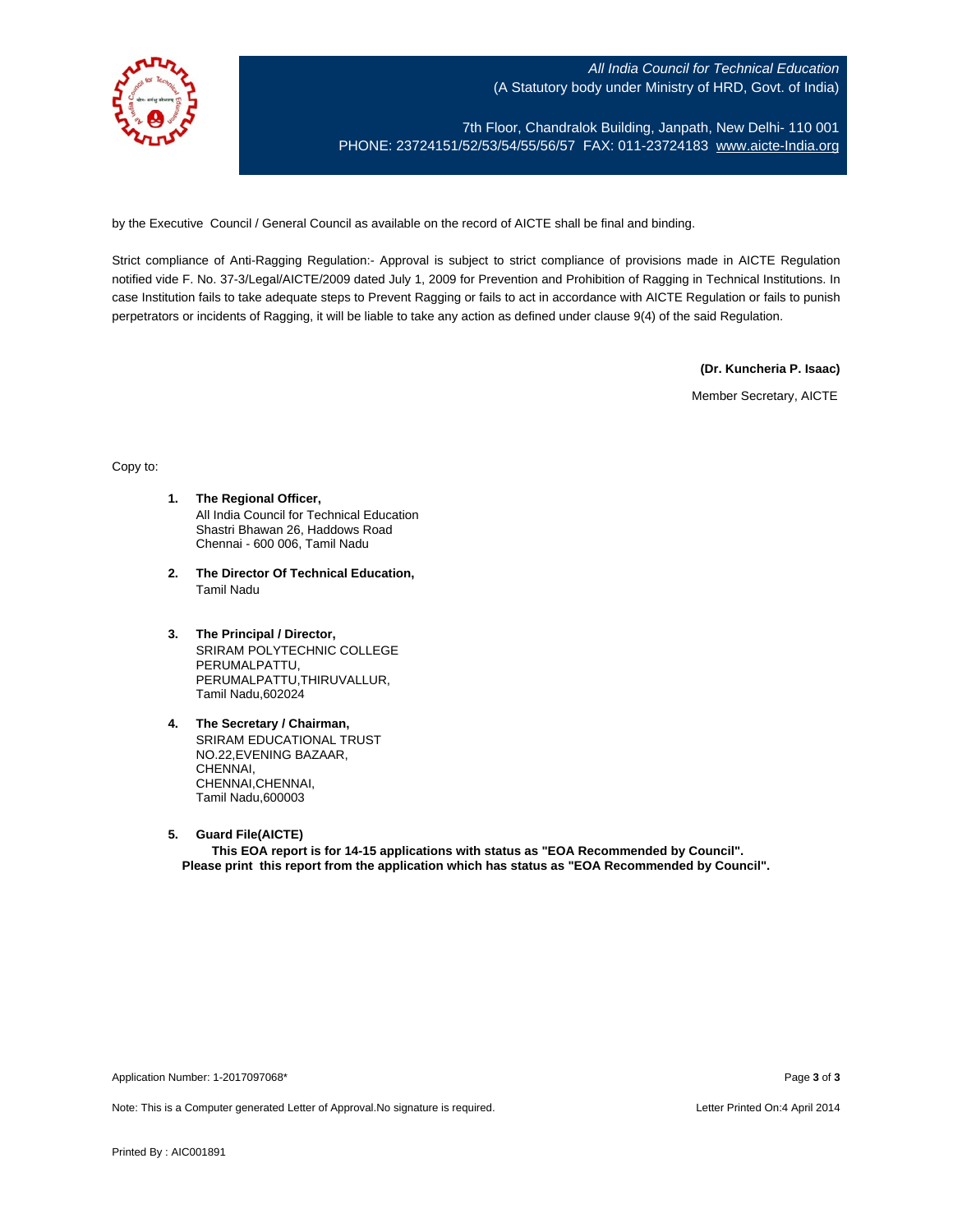by the Executive Council / General Council as available on the record of AICTE shall be final and binding.

Strict compliance of Anti-Ragging Regulation:- Approval is subject to strict compliance of provisions made in AICTE Regulation notified vide F. No. 37-3/Legal/AICTE/2009 dated July 1, 2009 for Prevention and Prohibition of Ragging in Technical Institutions. In case Institution fails to take adequate steps to Prevent Ragging or fails to act in accordance with AICTE Regulation or fails to punish perpetrators or incidents of Ragging, it will be liable to take any action as defined under clause 9(4) of the said Regulation.

**(Dr. Kuncheria P. Isaac)**

Member Secretary, AICTE

Copy to:

1. **The Regional Officer,**
   All India Council for Technical Education
   Shastri Bhawan 26, Haddows Road
   Chennai - 600 006, Tamil Nadu

2. **The Director Of Technical Education,**
   Tamil Nadu

3. **The Principal / Director,**
   SRIRAM POLYTECHNIC COLLEGE
   PERUMALPATTU,
   PERUMALPATTU,THIRUVALLUR,
   Tamil Nadu,602024

4. **The Secretary / Chairman,**
   SRIRAM EDUCATIONAL TRUST
   NO.22,EVENING BAZAAR,
   CHENNAI,
   CHENNAI,CHENNAI,
   Tamil Nadu,600003

5. **Guard File(AICTE)**

**This EOA report is for 14-15 applications with status as "EOA Recommended by Council".**
**Please print this report from the application which has status as "EOA Recommended by Council".**

Application Number: 1-2017097068*

Note: This is a Computer generated Letter of Approval.No signature is required.

Letter Printed On:4 April 2014

Printed By : AIC001891